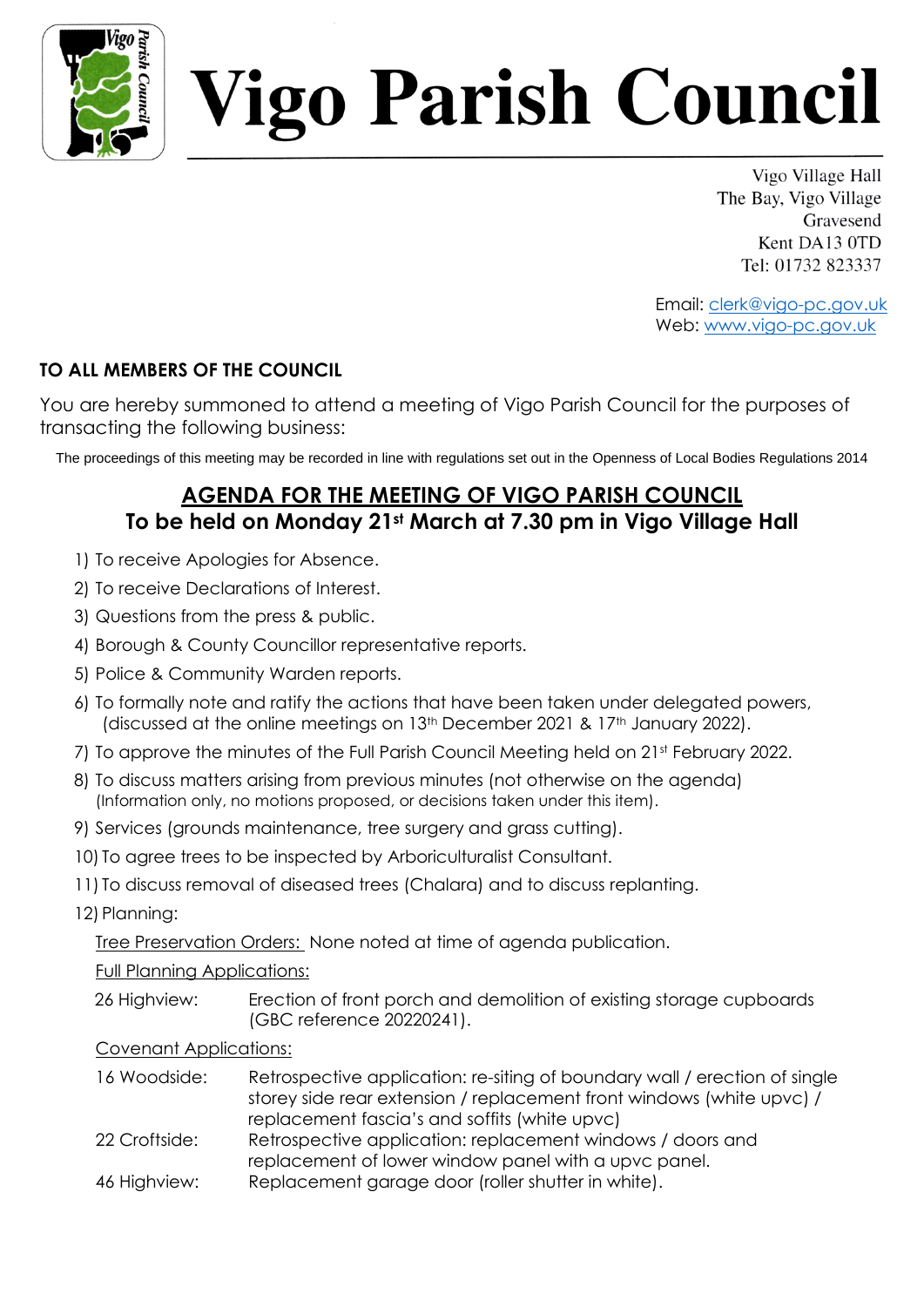# Vigo Parish Council

Vigo Village Hall
The Bay, Vigo Village
Gravesend
Kent DA13 0TD
Tel: 01732 823337

Email: clerk@vigo-pc.gov.uk
Web: www.vigo-pc.gov.uk

**TO ALL MEMBERS OF THE COUNCIL**

You are hereby summoned to attend a meeting of Vigo Parish Council for the purposes of transacting the following business:

The proceedings of this meeting may be recorded in line with regulations set out in the Openness of Local Bodies Regulations 2014

## AGENDA FOR THE MEETING OF VIGO PARISH COUNCIL
### To be held on Monday 21st March at 7.30 pm in Vigo Village Hall

1) To receive Apologies for Absence.
2) To receive Declarations of Interest.
3) Questions from the press & public.
4) Borough & County Councillor representative reports.
5) Police & Community Warden reports.
6) To formally note and ratify the actions that have been taken under delegated powers, (discussed at the online meetings on 13th December 2021 & 17th January 2022).
7) To approve the minutes of the Full Parish Council Meeting held on 21st February 2022.
8) To discuss matters arising from previous minutes (not otherwise on the agenda) (Information only, no motions proposed, or decisions taken under this item).
9) Services (grounds maintenance, tree surgery and grass cutting).
10) To agree trees to be inspected by Arboriculturalist Consultant.
11) To discuss removal of diseased trees (Chalara) and to discuss replanting.
12) Planning:

    Tree Preservation Orders: None noted at time of agenda publication.

    Full Planning Applications:

    26 Highview: Erection of front porch and demolition of existing storage cupboards (GBC reference 20220241).

    Covenant Applications:

    16 Woodside: Retrospective application: re-siting of boundary wall / erection of single storey side rear extension / replacement front windows (white upvc) / replacement fascia's and soffits (white upvc)

    22 Croftside: Retrospective application: replacement windows / doors and replacement of lower window panel with a upvc panel.

    46 Highview: Replacement garage door (roller shutter in white).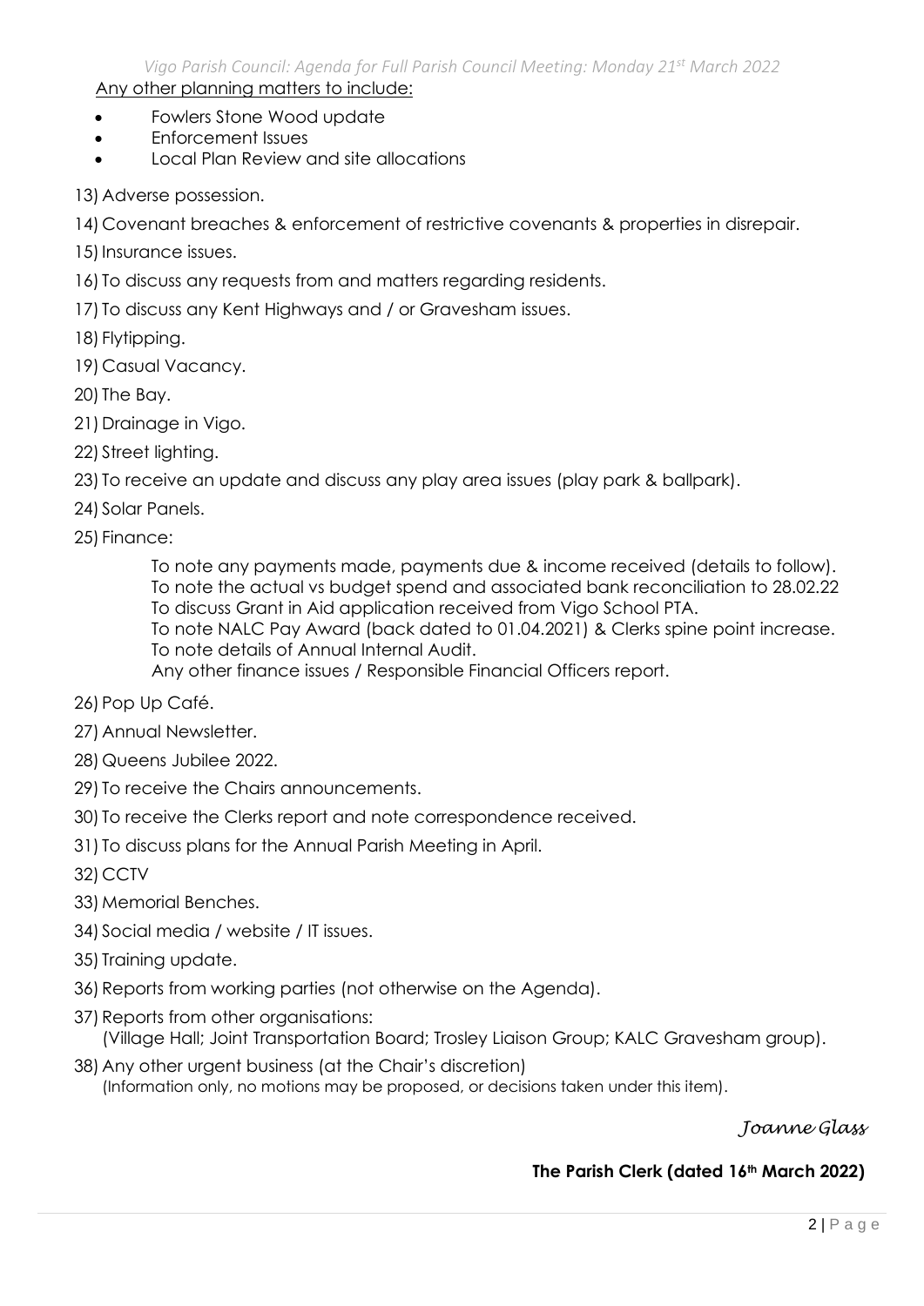Any other planning matters to include:

- Fowlers Stone Wood update
- Enforcement Issues
- Local Plan Review and site allocations

13) Adverse possession.

14) Covenant breaches & enforcement of restrictive covenants & properties in disrepair.

15) Insurance issues.

16) To discuss any requests from and matters regarding residents.

17) To discuss any Kent Highways and / or Gravesham issues.

18) Flytipping.

19) Casual Vacancy.

20) The Bay.

21) Drainage in Vigo.

22) Street lighting.

23) To receive an update and discuss any play area issues (play park & ballpark).

24) Solar Panels.

25) Finance:

To note any payments made, payments due & income received (details to follow).
To note the actual vs budget spend and associated bank reconciliation to 28.02.22
To discuss Grant in Aid application received from Vigo School PTA.
To note NALC Pay Award (back dated to 01.04.2021) & Clerks spine point increase.
To note details of Annual Internal Audit.
Any other finance issues / Responsible Financial Officers report.

26) Pop Up Café.

27) Annual Newsletter.

28) Queens Jubilee 2022.

29) To receive the Chairs announcements.

30) To receive the Clerks report and note correspondence received.

31) To discuss plans for the Annual Parish Meeting in April.

32) CCTV

33) Memorial Benches.

34) Social media / website / IT issues.

35) Training update.

36) Reports from working parties (not otherwise on the Agenda).

37) Reports from other organisations:
(Village Hall; Joint Transportation Board; Trosley Liaison Group; KALC Gravesham group).

38) Any other urgent business (at the Chair's discretion)
(Information only, no motions may be proposed, or decisions taken under this item).

*Joanne Glass*

**The Parish Clerk (dated 16th March 2022)**